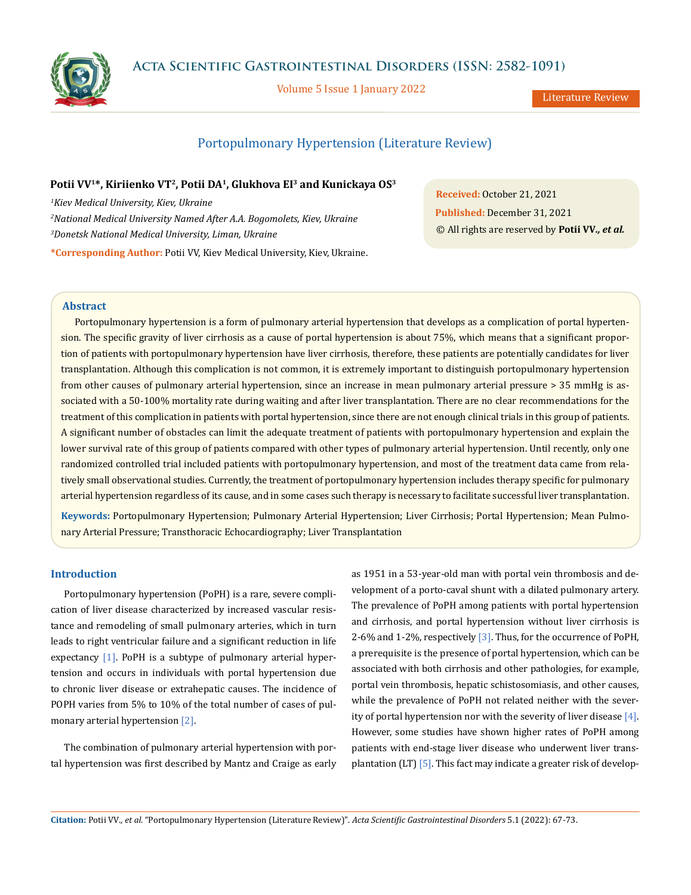# Portopulmonary Hypertension (Literature Review)

**Potii VV[1]*, Kiriienko VT[2], Potii DA[1], Glukhova EI[3] and Kunickaya OS[3]**

*[1]Kiev Medical University, Kiev, Ukraine*

*[2]National Medical University Named After A.A. Bogomolets, Kiev, Ukraine*

*[3]Donetsk National Medical University, Liman, Ukraine*

**\*Corresponding Author:** Potii VV, Kiev Medical University, Kiev, Ukraine.

**Received:** October 21, 2021

**Published:** December 31, 2021

© All rights are reserved by **Potii VV*., et al.***

## Abstract

Portopulmonary hypertension is a form of pulmonary arterial hypertension that develops as a complication of portal hypertension. The specific gravity of liver cirrhosis as a cause of portal hypertension is about 75%, which means that a significant proportion of patients with portopulmonary hypertension have liver cirrhosis, therefore, these patients are potentially candidates for liver transplantation. Although this complication is not common, it is extremely important to distinguish portopulmonary hypertension from other causes of pulmonary arterial hypertension, since an increase in mean pulmonary arterial pressure > 35 mmHg is associated with a 50-100% mortality rate during waiting and after liver transplantation. There are no clear recommendations for the treatment of this complication in patients with portal hypertension, since there are not enough clinical trials in this group of patients. A significant number of obstacles can limit the adequate treatment of patients with portopulmonary hypertension and explain the lower survival rate of this group of patients compared with other types of pulmonary arterial hypertension. Until recently, only one randomized controlled trial included patients with portopulmonary hypertension, and most of the treatment data came from relatively small observational studies. Currently, the treatment of portopulmonary hypertension includes therapy specific for pulmonary arterial hypertension regardless of its cause, and in some cases such therapy is necessary to facilitate successful liver transplantation.

**Keywords:** Portopulmonary Hypertension; Pulmonary Arterial Hypertension; Liver Cirrhosis; Portal Hypertension; Mean Pulmonary Arterial Pressure; Transthoracic Echocardiography; Liver Transplantation

## Introduction

Portopulmonary hypertension (PoPH) is a rare, severe complication of liver disease characterized by increased vascular resistance and remodeling of small pulmonary arteries, which in turn leads to right ventricular failure and a significant reduction in life expectancy [1]. PoPH is a subtype of pulmonary arterial hypertension and occurs in individuals with portal hypertension due to chronic liver disease or extrahepatic causes. The incidence of POPH varies from 5% to 10% of the total number of cases of pulmonary arterial hypertension [2].

The combination of pulmonary arterial hypertension with portal hypertension was first described by Mantz and Craige as early as 1951 in a 53-year-old man with portal vein thrombosis and development of a porto-caval shunt with a dilated pulmonary artery. The prevalence of PoPH among patients with portal hypertension and cirrhosis, and portal hypertension without liver cirrhosis is 2-6% and 1-2%, respectively [3]. Thus, for the occurrence of PoPH, a prerequisite is the presence of portal hypertension, which can be associated with both cirrhosis and other pathologies, for example, portal vein thrombosis, hepatic schistosomiasis, and other causes, while the prevalence of PoPH not related neither with the severity of portal hypertension nor with the severity of liver disease [4]. However, some studies have shown higher rates of PoPH among patients with end-stage liver disease who underwent liver transplantation (LT) [5]. This fact may indicate a greater risk of develop-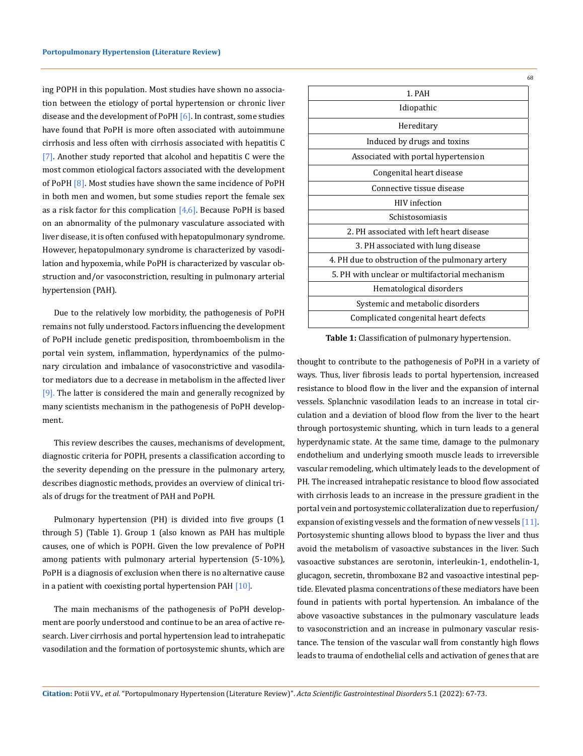ing POPH in this population. Most studies have shown no association between the etiology of portal hypertension or chronic liver disease and the development of PoPH [6]. In contrast, some studies have found that PoPH is more often associated with autoimmune cirrhosis and less often with cirrhosis associated with hepatitis C [7]. Another study reported that alcohol and hepatitis C were the most common etiological factors associated with the development of PoPH [8]. Most studies have shown the same incidence of PoPH in both men and women, but some studies report the female sex as a risk factor for this complication [4,6]. Because PoPH is based on an abnormality of the pulmonary vasculature associated with liver disease, it is often confused with hepatopulmonary syndrome. However, hepatopulmonary syndrome is characterized by vasodilation and hypoxemia, while PoPH is characterized by vascular obstruction and/or vasoconstriction, resulting in pulmonary arterial hypertension (PAH).

Due to the relatively low morbidity, the pathogenesis of PoPH remains not fully understood. Factors influencing the development of PoPH include genetic predisposition, thromboembolism in the portal vein system, inflammation, hyperdynamics of the pulmonary circulation and imbalance of vasoconstrictive and vasodilator mediators due to a decrease in metabolism in the affected liver [9]. The latter is considered the main and generally recognized by many scientists mechanism in the pathogenesis of PoPH development.

This review describes the causes, mechanisms of development, diagnostic criteria for POPH, presents a classification according to the severity depending on the pressure in the pulmonary artery, describes diagnostic methods, provides an overview of clinical trials of drugs for the treatment of PAH and PoPH.

Pulmonary hypertension (PH) is divided into five groups (1 through 5) (Table 1). Group 1 (also known as PAH has multiple causes, one of which is POPH. Given the low prevalence of PoPH among patients with pulmonary arterial hypertension (5-10%), PoPH is a diagnosis of exclusion when there is no alternative cause in a patient with coexisting portal hypertension PAH [10].

The main mechanisms of the pathogenesis of PoPH development are poorly understood and continue to be an area of active research. Liver cirrhosis and portal hypertension lead to intrahepatic vasodilation and the formation of portosystemic shunts, which are thought to contribute to the pathogenesis of PoPH in a variety of ways. Thus, liver fibrosis leads to portal hypertension, increased resistance to blood flow in the liver and the expansion of internal vessels. Splanchnic vasodilation leads to an increase in total circulation and a deviation of blood flow from the liver to the heart through portosystemic shunting, which in turn leads to a general hyperdynamic state. At the same time, damage to the pulmonary endothelium and underlying smooth muscle leads to irreversible vascular remodeling, which ultimately leads to the development of PH. The increased intrahepatic resistance to blood flow associated with cirrhosis leads to an increase in the pressure gradient in the portal vein and portosystemic collateralization due to reperfusion/expansion of existing vessels and the formation of new vessels [11]. Portosystemic shunting allows blood to bypass the liver and thus avoid the metabolism of vasoactive substances in the liver. Such vasoactive substances are serotonin, interleukin-1, endothelin-1, glucagon, secretin, thromboxane B2 and vasoactive intestinal peptide. Elevated plasma concentrations of these mediators have been found in patients with portal hypertension. An imbalance of the above vasoactive substances in the pulmonary vasculature leads to vasoconstriction and an increase in pulmonary vascular resistance. The tension of the vascular wall from constantly high flows leads to trauma of endothelial cells and activation of genes that are

| 1. PAH |
|---|
| Idiopathic |
| Hereditary |
| Induced by drugs and toxins |
| Associated with portal hypertension |
| Congenital heart disease |
| Connective tissue disease |
| HIV infection |
| Schistosomiasis |
| 2. PH associated with left heart disease |
| 3. PH associated with lung disease |
| 4. PH due to obstruction of the pulmonary artery |
| 5. PH with unclear or multifactorial mechanism |
| Hematological disorders |
| Systemic and metabolic disorders |
| Complicated congenital heart defects |

**Table 1:** Classification of pulmonary hypertension.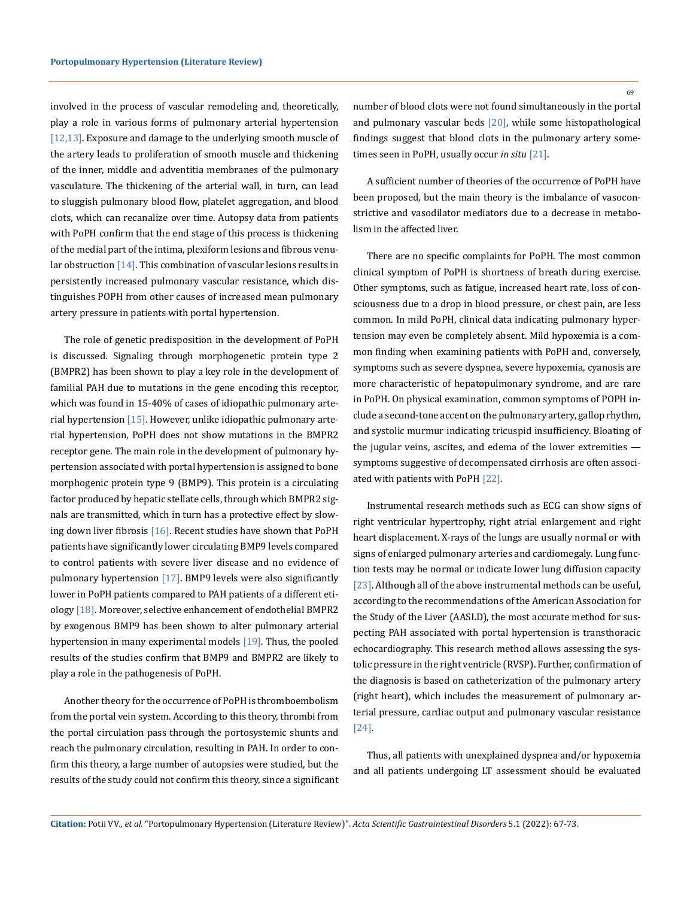involved in the process of vascular remodeling and, theoretically, play a role in various forms of pulmonary arterial hypertension [12,13]. Exposure and damage to the underlying smooth muscle of the artery leads to proliferation of smooth muscle and thickening of the inner, middle and adventitia membranes of the pulmonary vasculature. The thickening of the arterial wall, in turn, can lead to sluggish pulmonary blood flow, platelet aggregation, and blood clots, which can recanalize over time. Autopsy data from patients with PoPH confirm that the end stage of this process is thickening of the medial part of the intima, plexiform lesions and fibrous venular obstruction [14]. This combination of vascular lesions results in persistently increased pulmonary vascular resistance, which distinguishes POPH from other causes of increased mean pulmonary artery pressure in patients with portal hypertension.

The role of genetic predisposition in the development of PoPH is discussed. Signaling through morphogenetic protein type 2 (BMPR2) has been shown to play a key role in the development of familial PAH due to mutations in the gene encoding this receptor, which was found in 15-40% of cases of idiopathic pulmonary arterial hypertension [15]. However, unlike idiopathic pulmonary arterial hypertension, PoPH does not show mutations in the BMPR2 receptor gene. The main role in the development of pulmonary hypertension associated with portal hypertension is assigned to bone morphogenic protein type 9 (BMP9). This protein is a circulating factor produced by hepatic stellate cells, through which BMPR2 signals are transmitted, which in turn has a protective effect by slowing down liver fibrosis [16]. Recent studies have shown that PoPH patients have significantly lower circulating BMP9 levels compared to control patients with severe liver disease and no evidence of pulmonary hypertension [17]. BMP9 levels were also significantly lower in PoPH patients compared to PAH patients of a different etiology [18]. Moreover, selective enhancement of endothelial BMPR2 by exogenous BMP9 has been shown to alter pulmonary arterial hypertension in many experimental models [19]. Thus, the pooled results of the studies confirm that BMP9 and BMPR2 are likely to play a role in the pathogenesis of PoPH.

Another theory for the occurrence of PoPH is thromboembolism from the portal vein system. According to this theory, thrombi from the portal circulation pass through the portosystemic shunts and reach the pulmonary circulation, resulting in PAH. In order to confirm this theory, a large number of autopsies were studied, but the results of the study could not confirm this theory, since a significant number of blood clots were not found simultaneously in the portal and pulmonary vascular beds [20], while some histopathological findings suggest that blood clots in the pulmonary artery sometimes seen in PoPH, usually occur *in situ* [21].

A sufficient number of theories of the occurrence of PoPH have been proposed, but the main theory is the imbalance of vasoconstrictive and vasodilator mediators due to a decrease in metabolism in the affected liver.

There are no specific complaints for PoPH. The most common clinical symptom of PoPH is shortness of breath during exercise. Other symptoms, such as fatigue, increased heart rate, loss of consciousness due to a drop in blood pressure, or chest pain, are less common. In mild PoPH, clinical data indicating pulmonary hypertension may even be completely absent. Mild hypoxemia is a common finding when examining patients with PoPH and, conversely, symptoms such as severe dyspnea, severe hypoxemia, cyanosis are more characteristic of hepatopulmonary syndrome, and are rare in PoPH. On physical examination, common symptoms of POPH include a second-tone accent on the pulmonary artery, gallop rhythm, and systolic murmur indicating tricuspid insufficiency. Bloating of the jugular veins, ascites, and edema of the lower extremities — symptoms suggestive of decompensated cirrhosis are often associated with patients with PoPH [22].

Instrumental research methods such as ECG can show signs of right ventricular hypertrophy, right atrial enlargement and right heart displacement. X-rays of the lungs are usually normal or with signs of enlarged pulmonary arteries and cardiomegaly. Lung function tests may be normal or indicate lower lung diffusion capacity [23]. Although all of the above instrumental methods can be useful, according to the recommendations of the American Association for the Study of the Liver (AASLD), the most accurate method for suspecting PAH associated with portal hypertension is transthoracic echocardiography. This research method allows assessing the systolic pressure in the right ventricle (RVSP). Further, confirmation of the diagnosis is based on catheterization of the pulmonary artery (right heart), which includes the measurement of pulmonary arterial pressure, cardiac output and pulmonary vascular resistance [24].

Thus, all patients with unexplained dyspnea and/or hypoxemia and all patients undergoing LT assessment should be evaluated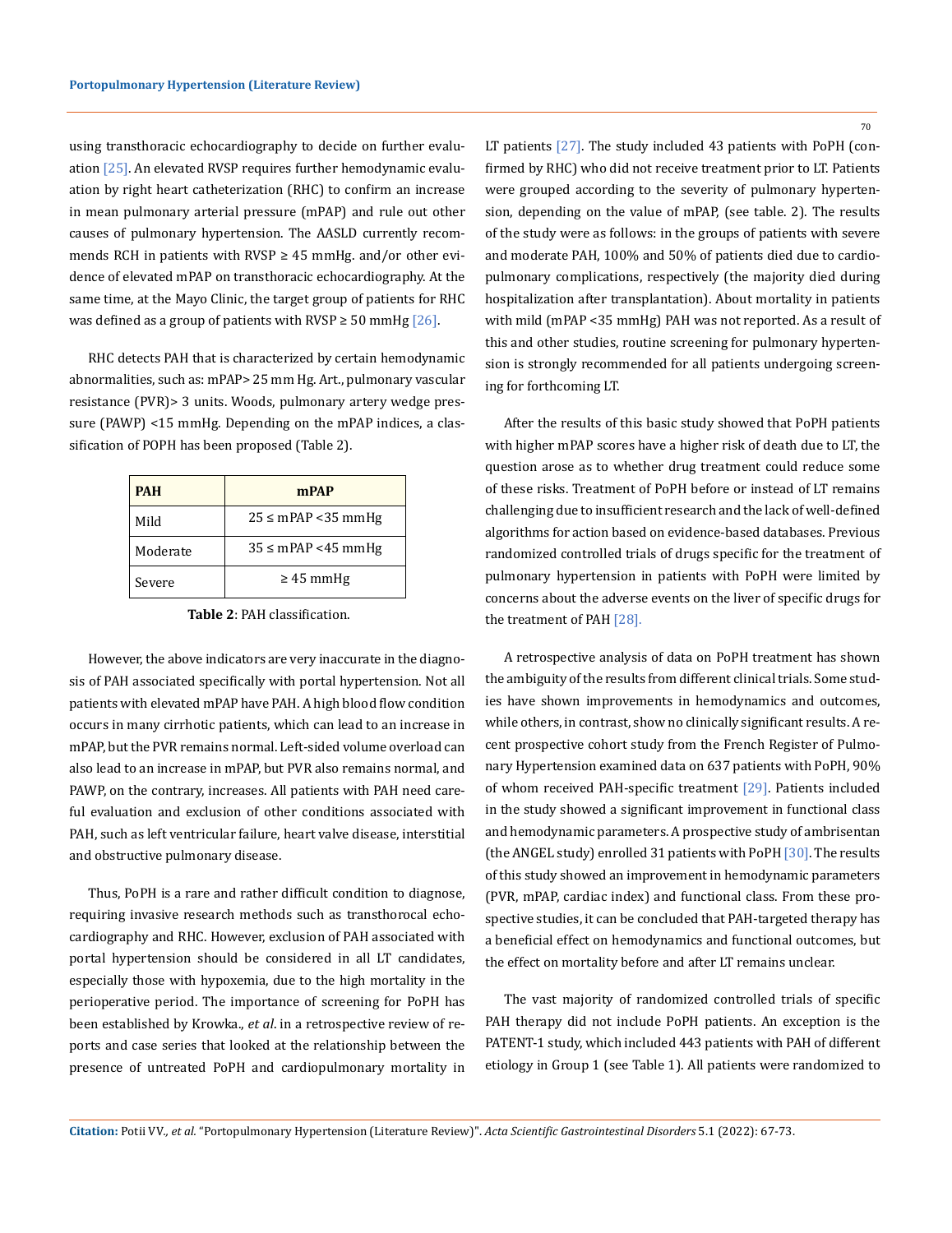using transthoracic echocardiography to decide on further evaluation [25]. An elevated RVSP requires further hemodynamic evaluation by right heart catheterization (RHC) to confirm an increase in mean pulmonary arterial pressure (mPAP) and rule out other causes of pulmonary hypertension. The AASLD currently recommends RCH in patients with RVSP ≥ 45 mmHg. and/or other evidence of elevated mPAP on transthoracic echocardiography. At the same time, at the Mayo Clinic, the target group of patients for RHC was defined as a group of patients with RVSP ≥ 50 mmHg [26].

RHC detects PAH that is characterized by certain hemodynamic abnormalities, such as: mPAP> 25 mm Hg. Art., pulmonary vascular resistance (PVR)> 3 units. Woods, pulmonary artery wedge pressure (PAWP) <15 mmHg. Depending on the mPAP indices, a classification of POPH has been proposed (Table 2).

| PAH | mPAP |
|---|---|
| Mild | 25 ≤ mPAP <35 mmHg |
| Moderate | 35 ≤ mPAP <45 mmHg |
| Severe | ≥ 45 mmHg |

**Table 2**: PAH classification.

However, the above indicators are very inaccurate in the diagnosis of PAH associated specifically with portal hypertension. Not all patients with elevated mPAP have PAH. A high blood flow condition occurs in many cirrhotic patients, which can lead to an increase in mPAP, but the PVR remains normal. Left-sided volume overload can also lead to an increase in mPAP, but PVR also remains normal, and PAWP, on the contrary, increases. All patients with PAH need careful evaluation and exclusion of other conditions associated with PAH, such as left ventricular failure, heart valve disease, interstitial and obstructive pulmonary disease.

Thus, PoPH is a rare and rather difficult condition to diagnose, requiring invasive research methods such as transthorocal echocardiography and RHC. However, exclusion of PAH associated with portal hypertension should be considered in all LT candidates, especially those with hypoxemia, due to the high mortality in the perioperative period. The importance of screening for PoPH has been established by Krowka., *et al*. in a retrospective review of reports and case series that looked at the relationship between the presence of untreated PoPH and cardiopulmonary mortality in LT patients [27]. The study included 43 patients with PoPH (confirmed by RHC) who did not receive treatment prior to LT. Patients were grouped according to the severity of pulmonary hypertension, depending on the value of mPAP, (see table. 2). The results of the study were as follows: in the groups of patients with severe and moderate PAH, 100% and 50% of patients died due to cardiopulmonary complications, respectively (the majority died during hospitalization after transplantation). About mortality in patients with mild (mPAP <35 mmHg) PAH was not reported. As a result of this and other studies, routine screening for pulmonary hypertension is strongly recommended for all patients undergoing screening for forthcoming LT.

After the results of this basic study showed that PoPH patients with higher mPAP scores have a higher risk of death due to LT, the question arose as to whether drug treatment could reduce some of these risks. Treatment of PoPH before or instead of LT remains challenging due to insufficient research and the lack of well-defined algorithms for action based on evidence-based databases. Previous randomized controlled trials of drugs specific for the treatment of pulmonary hypertension in patients with PoPH were limited by concerns about the adverse events on the liver of specific drugs for the treatment of PAH [28].

A retrospective analysis of data on PoPH treatment has shown the ambiguity of the results from different clinical trials. Some studies have shown improvements in hemodynamics and outcomes, while others, in contrast, show no clinically significant results. A recent prospective cohort study from the French Register of Pulmonary Hypertension examined data on 637 patients with PoPH, 90% of whom received PAH-specific treatment [29]. Patients included in the study showed a significant improvement in functional class and hemodynamic parameters. A prospective study of ambrisentan (the ANGEL study) enrolled 31 patients with PoPH [30]. The results of this study showed an improvement in hemodynamic parameters (PVR, mPAP, cardiac index) and functional class. From these prospective studies, it can be concluded that PAH-targeted therapy has a beneficial effect on hemodynamics and functional outcomes, but the effect on mortality before and after LT remains unclear.

The vast majority of randomized controlled trials of specific PAH therapy did not include PoPH patients. An exception is the PATENT-1 study, which included 443 patients with PAH of different etiology in Group 1 (see Table 1). All patients were randomized to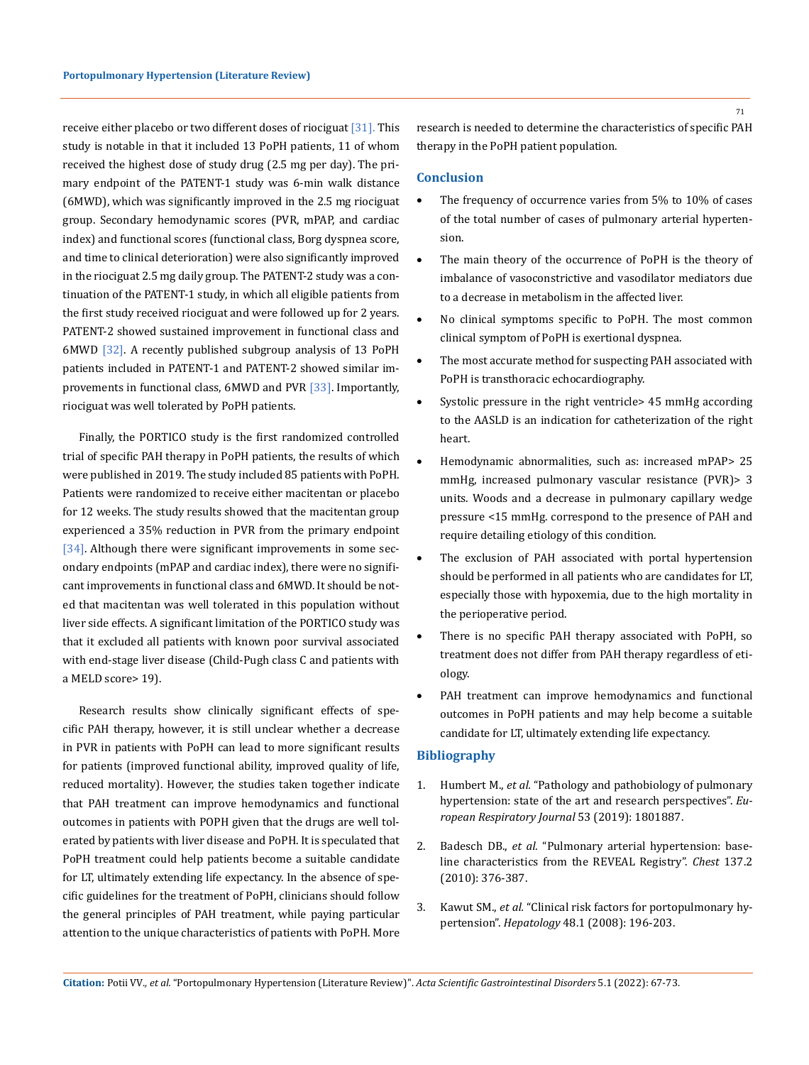receive either placebo or two different doses of riociguat [31]. This study is notable in that it included 13 PoPH patients, 11 of whom received the highest dose of study drug (2.5 mg per day). The primary endpoint of the PATENT-1 study was 6-min walk distance (6MWD), which was significantly improved in the 2.5 mg riociguat group. Secondary hemodynamic scores (PVR, mPAP, and cardiac index) and functional scores (functional class, Borg dyspnea score, and time to clinical deterioration) were also significantly improved in the riociguat 2.5 mg daily group. The PATENT-2 study was a continuation of the PATENT-1 study, in which all eligible patients from the first study received riociguat and were followed up for 2 years. PATENT-2 showed sustained improvement in functional class and 6MWD [32]. A recently published subgroup analysis of 13 PoPH patients included in PATENT-1 and PATENT-2 showed similar improvements in functional class, 6MWD and PVR [33]. Importantly, riociguat was well tolerated by PoPH patients.

Finally, the PORTICO study is the first randomized controlled trial of specific PAH therapy in PoPH patients, the results of which were published in 2019. The study included 85 patients with PoPH. Patients were randomized to receive either macitentan or placebo for 12 weeks. The study results showed that the macitentan group experienced a 35% reduction in PVR from the primary endpoint [34]. Although there were significant improvements in some secondary endpoints (mPAP and cardiac index), there were no significant improvements in functional class and 6MWD. It should be noted that macitentan was well tolerated in this population without liver side effects. A significant limitation of the PORTICO study was that it excluded all patients with known poor survival associated with end-stage liver disease (Child-Pugh class C and patients with a MELD score> 19).

Research results show clinically significant effects of specific PAH therapy, however, it is still unclear whether a decrease in PVR in patients with PoPH can lead to more significant results for patients (improved functional ability, improved quality of life, reduced mortality). However, the studies taken together indicate that PAH treatment can improve hemodynamics and functional outcomes in patients with POPH given that the drugs are well tolerated by patients with liver disease and PoPH. It is speculated that PoPH treatment could help patients become a suitable candidate for LT, ultimately extending life expectancy. In the absence of specific guidelines for the treatment of PoPH, clinicians should follow the general principles of PAH treatment, while paying particular attention to the unique characteristics of patients with PoPH. More research is needed to determine the characteristics of specific PAH therapy in the PoPH patient population.

## Conclusion

- The frequency of occurrence varies from 5% to 10% of cases of the total number of cases of pulmonary arterial hypertension.
- The main theory of the occurrence of PoPH is the theory of imbalance of vasoconstrictive and vasodilator mediators due to a decrease in metabolism in the affected liver.
- No clinical symptoms specific to PoPH. The most common clinical symptom of PoPH is exertional dyspnea.
- The most accurate method for suspecting PAH associated with PoPH is transthoracic echocardiography.
- Systolic pressure in the right ventricle> 45 mmHg according to the AASLD is an indication for catheterization of the right heart.
- Hemodynamic abnormalities, such as: increased mPAP> 25 mmHg, increased pulmonary vascular resistance (PVR)> 3 units. Woods and a decrease in pulmonary capillary wedge pressure <15 mmHg. correspond to the presence of PAH and require detailing etiology of this condition.
- The exclusion of PAH associated with portal hypertension should be performed in all patients who are candidates for LT, especially those with hypoxemia, due to the high mortality in the perioperative period.
- There is no specific PAH therapy associated with PoPH, so treatment does not differ from PAH therapy regardless of etiology.
- PAH treatment can improve hemodynamics and functional outcomes in PoPH patients and may help become a suitable candidate for LT, ultimately extending life expectancy.

## Bibliography

1. Humbert M., *et al.* "Pathology and pathobiology of pulmonary hypertension: state of the art and research perspectives". *European Respiratory Journal* 53 (2019): 1801887.
2. Badesch DB., *et al.* "Pulmonary arterial hypertension: baseline characteristics from the REVEAL Registry". *Chest* 137.2 (2010): 376-387.
3. Kawut SM., *et al.* "Clinical risk factors for portopulmonary hypertension". *Hepatology* 48.1 (2008): 196-203.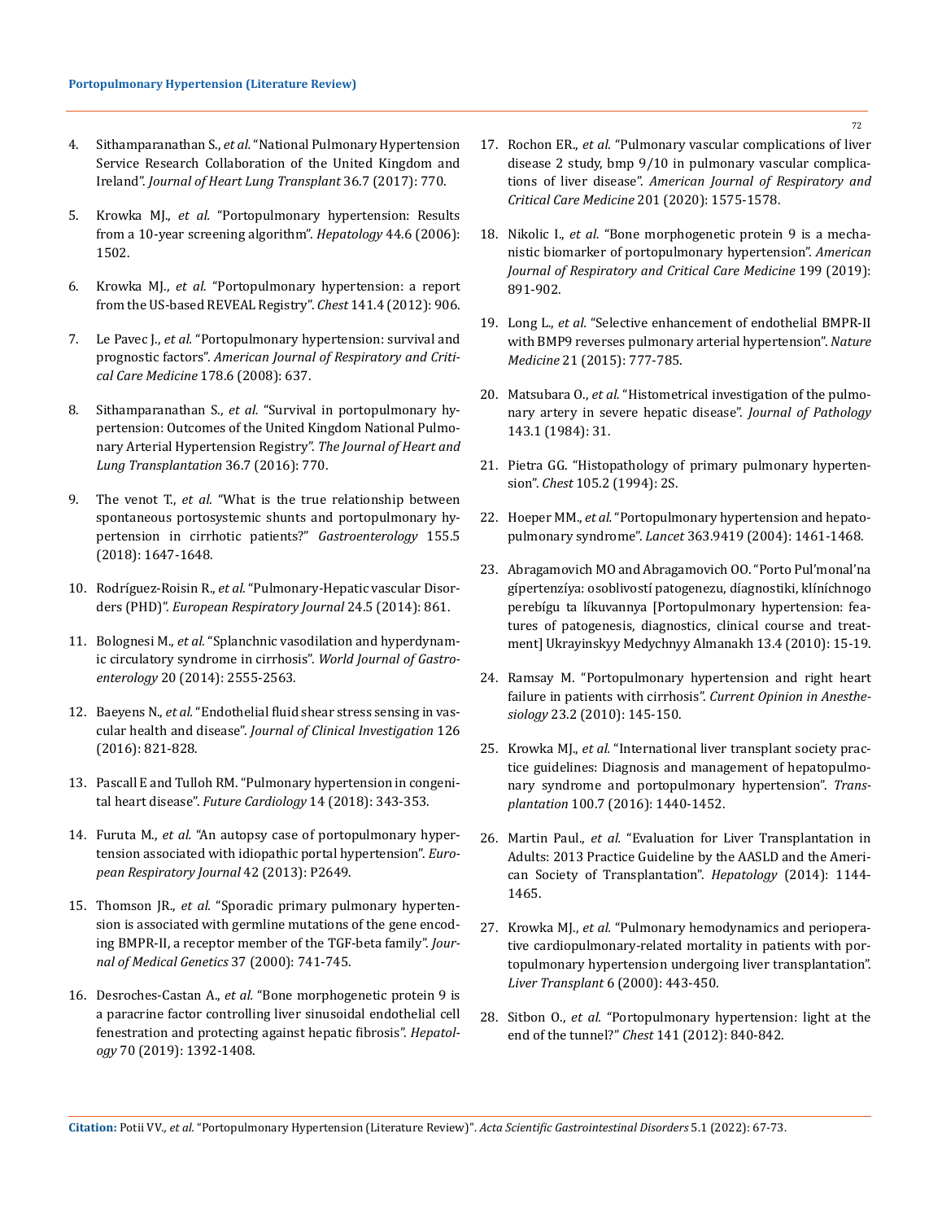4. Sithamparanathan S., *et al.* "National Pulmonary Hypertension Service Research Collaboration of the United Kingdom and Ireland". *Journal of Heart Lung Transplant* 36.7 (2017): 770.

5. Krowka MJ., *et al.* "Portopulmonary hypertension: Results from a 10-year screening algorithm". *Hepatology* 44.6 (2006): 1502.

6. Krowka MJ., *et al.* "Portopulmonary hypertension: a report from the US-based REVEAL Registry". *Chest* 141.4 (2012): 906.

7. Le Pavec J., *et al.* "Portopulmonary hypertension: survival and prognostic factors". *American Journal of Respiratory and Critical Care Medicine* 178.6 (2008): 637.

8. Sithamparanathan S., *et al.* "Survival in portopulmonary hypertension: Outcomes of the United Kingdom National Pulmonary Arterial Hypertension Registry". *The Journal of Heart and Lung Transplantation* 36.7 (2016): 770.

9. The venot T., *et al.* "What is the true relationship between spontaneous portosystemic shunts and portopulmonary hypertension in cirrhotic patients?" *Gastroenterology* 155.5 (2018): 1647-1648.

10. Rodríguez-Roisin R., *et al.* "Pulmonary-Hepatic vascular Disorders (PHD)". *European Respiratory Journal* 24.5 (2014): 861.

11. Bolognesi M., *et al.* "Splanchnic vasodilation and hyperdynamic circulatory syndrome in cirrhosis". *World Journal of Gastroenterology* 20 (2014): 2555-2563.

12. Baeyens N., *et al.* "Endothelial fluid shear stress sensing in vascular health and disease". *Journal of Clinical Investigation* 126 (2016): 821-828.

13. Pascall E and Tulloh RM. "Pulmonary hypertension in congenital heart disease". *Future Cardiology* 14 (2018): 343-353.

14. Furuta M., *et al.* "An autopsy case of portopulmonary hypertension associated with idiopathic portal hypertension". *European Respiratory Journal* 42 (2013): P2649.

15. Thomson JR., *et al.* "Sporadic primary pulmonary hypertension is associated with germline mutations of the gene encoding BMPR-II, a receptor member of the TGF-beta family". *Journal of Medical Genetics* 37 (2000): 741-745.

16. Desroches-Castan A., *et al.* "Bone morphogenetic protein 9 is a paracrine factor controlling liver sinusoidal endothelial cell fenestration and protecting against hepatic fibrosis". *Hepatology* 70 (2019): 1392-1408.

17. Rochon ER., *et al.* "Pulmonary vascular complications of liver disease 2 study, bmp 9/10 in pulmonary vascular complications of liver disease". *American Journal of Respiratory and Critical Care Medicine* 201 (2020): 1575-1578.

18. Nikolic I., *et al.* "Bone morphogenetic protein 9 is a mechanistic biomarker of portopulmonary hypertension". *American Journal of Respiratory and Critical Care Medicine* 199 (2019): 891-902.

19. Long L., *et al.* "Selective enhancement of endothelial BMPR-II with BMP9 reverses pulmonary arterial hypertension". *Nature Medicine* 21 (2015): 777-785.

20. Matsubara O., *et al.* "Histometrical investigation of the pulmonary artery in severe hepatic disease". *Journal of Pathology* 143.1 (1984): 31.

21. Pietra GG. "Histopathology of primary pulmonary hypertension". *Chest* 105.2 (1994): 2S.

22. Hoeper MM., *et al.* "Portopulmonary hypertension and hepatopulmonary syndrome". *Lancet* 363.9419 (2004): 1461-1468.

23. Abragamovich MO and Abragamovich OO. "Porto Pul'monal'na gípertenzíya: osoblivostí patogenezu, díagnostiki, klíníchnogo perebígu ta líkuvannya [Portopulmonary hypertension: features of patogenesis, diagnostics, clinical course and treatment] Ukrayinskyy Medychnyy Almanakh 13.4 (2010): 15-19.

24. Ramsay M. "Portopulmonary hypertension and right heart failure in patients with cirrhosis". *Current Opinion in Anesthesiology* 23.2 (2010): 145-150.

25. Krowka MJ., *et al.* "International liver transplant society practice guidelines: Diagnosis and management of hepatopulmonary syndrome and portopulmonary hypertension". *Transplantation* 100.7 (2016): 1440-1452.

26. Martin Paul., *et al.* "Evaluation for Liver Transplantation in Adults: 2013 Practice Guideline by the AASLD and the American Society of Transplantation". *Hepatology* (2014): 1144-1465.

27. Krowka MJ., *et al.* "Pulmonary hemodynamics and perioperative cardiopulmonary-related mortality in patients with portopulmonary hypertension undergoing liver transplantation". *Liver Transplant* 6 (2000): 443-450.

28. Sitbon O., *et al.* "Portopulmonary hypertension: light at the end of the tunnel?" *Chest* 141 (2012): 840-842.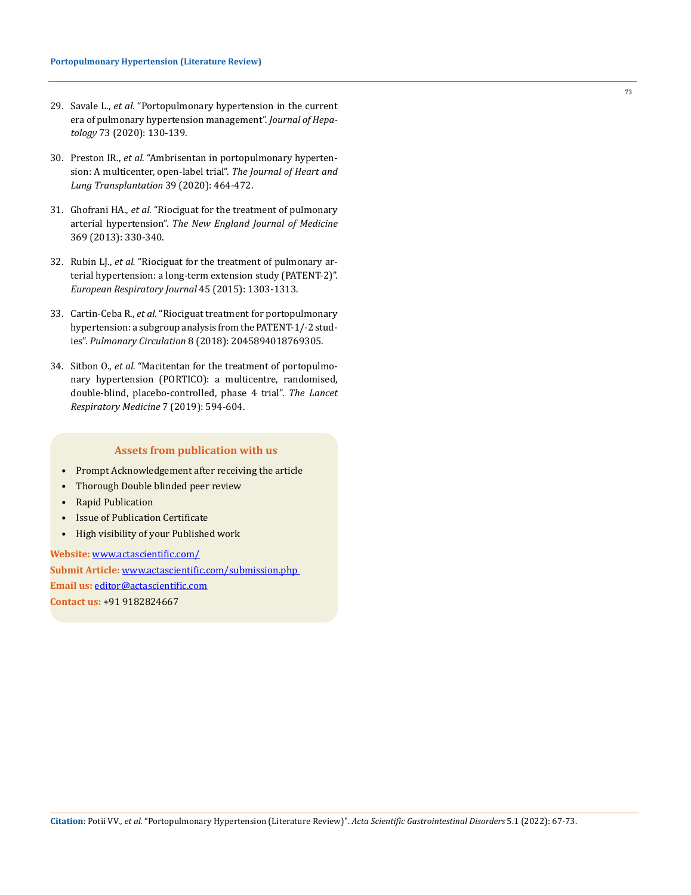29. Savale L., *et al.* "Portopulmonary hypertension in the current era of pulmonary hypertension management". *Journal of Hepatology* 73 (2020): 130-139.

30. Preston IR., *et al.* "Ambrisentan in portopulmonary hypertension: A multicenter, open-label trial". *The Journal of Heart and Lung Transplantation* 39 (2020): 464-472.

31. Ghofrani HA., *et al.* "Riociguat for the treatment of pulmonary arterial hypertension". *The New England Journal of Medicine* 369 (2013): 330-340.

32. Rubin LJ., *et al.* "Riociguat for the treatment of pulmonary arterial hypertension: a long-term extension study (PATENT-2)". *European Respiratory Journal* 45 (2015): 1303-1313.

33. Cartin-Ceba R., *et al.* "Riociguat treatment for portopulmonary hypertension: a subgroup analysis from the PATENT-1/-2 studies". *Pulmonary Circulation* 8 (2018): 2045894018769305.

34. Sitbon O., *et al.* "Macitentan for the treatment of portopulmonary hypertension (PORTICO): a multicentre, randomised, double-blind, placebo-controlled, phase 4 trial". *The Lancet Respiratory Medicine* 7 (2019): 594-604.

**Assets from publication with us**

- Prompt Acknowledgement after receiving the article
- Thorough Double blinded peer review
- Rapid Publication
- Issue of Publication Certificate
- High visibility of your Published work

**Website:** www.actascientific.com/
**Submit Article:** www.actascientific.com/submission.php
**Email us:** editor@actascientific.com
**Contact us:** +91 9182824667